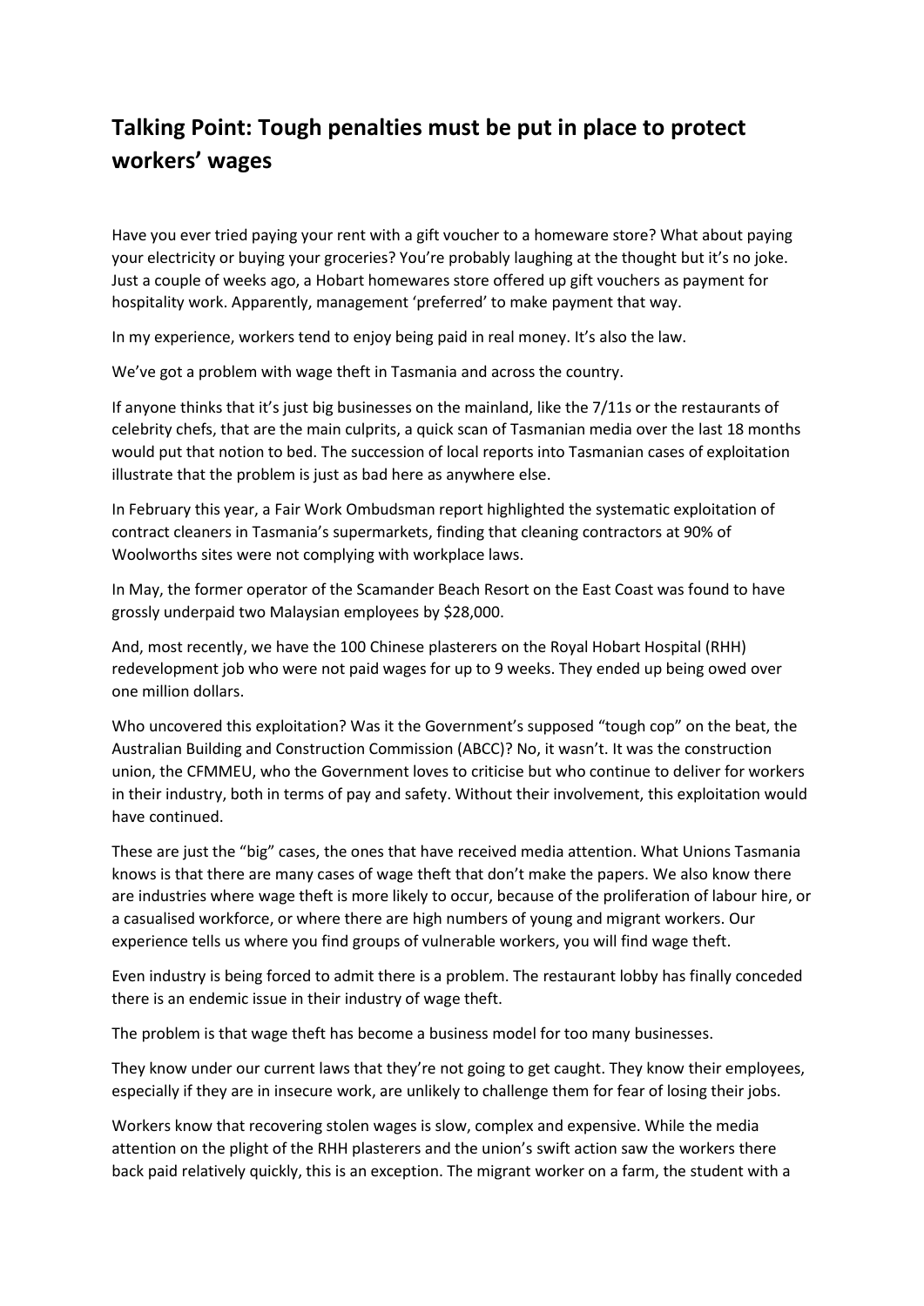# Talking Point: Tough penalties must be put in place to protect workers' wages

Have you ever tried paying your rent with a gift voucher to a homeware store? What about paying your electricity or buying your groceries? You're probably laughing at the thought but it's no joke. Just a couple of weeks ago, a Hobart homewares store offered up gift vouchers as payment for hospitality work. Apparently, management 'preferred' to make payment that way.

In my experience, workers tend to enjoy being paid in real money. It's also the law.

We've got a problem with wage theft in Tasmania and across the country.

If anyone thinks that it's just big businesses on the mainland, like the 7/11s or the restaurants of celebrity chefs, that are the main culprits, a quick scan of Tasmanian media over the last 18 months would put that notion to bed. The succession of local reports into Tasmanian cases of exploitation illustrate that the problem is just as bad here as anywhere else.

In February this year, a Fair Work Ombudsman report highlighted the systematic exploitation of contract cleaners in Tasmania's supermarkets, finding that cleaning contractors at 90% of Woolworths sites were not complying with workplace laws.

In May, the former operator of the Scamander Beach Resort on the East Coast was found to have grossly underpaid two Malaysian employees by $28,000.

And, most recently, we have the 100 Chinese plasterers on the Royal Hobart Hospital (RHH) redevelopment job who were not paid wages for up to 9 weeks. They ended up being owed over one million dollars.

Who uncovered this exploitation? Was it the Government's supposed "tough cop" on the beat, the Australian Building and Construction Commission (ABCC)? No, it wasn't. It was the construction union, the CFMMEU, who the Government loves to criticise but who continue to deliver for workers in their industry, both in terms of pay and safety. Without their involvement, this exploitation would have continued.

These are just the "big" cases, the ones that have received media attention. What Unions Tasmania knows is that there are many cases of wage theft that don't make the papers. We also know there are industries where wage theft is more likely to occur, because of the proliferation of labour hire, or a casualised workforce, or where there are high numbers of young and migrant workers. Our experience tells us where you find groups of vulnerable workers, you will find wage theft.

Even industry is being forced to admit there is a problem. The restaurant lobby has finally conceded there is an endemic issue in their industry of wage theft.

The problem is that wage theft has become a business model for too many businesses.

They know under our current laws that they're not going to get caught. They know their employees, especially if they are in insecure work, are unlikely to challenge them for fear of losing their jobs.

Workers know that recovering stolen wages is slow, complex and expensive. While the media attention on the plight of the RHH plasterers and the union's swift action saw the workers there back paid relatively quickly, this is an exception. The migrant worker on a farm, the student with a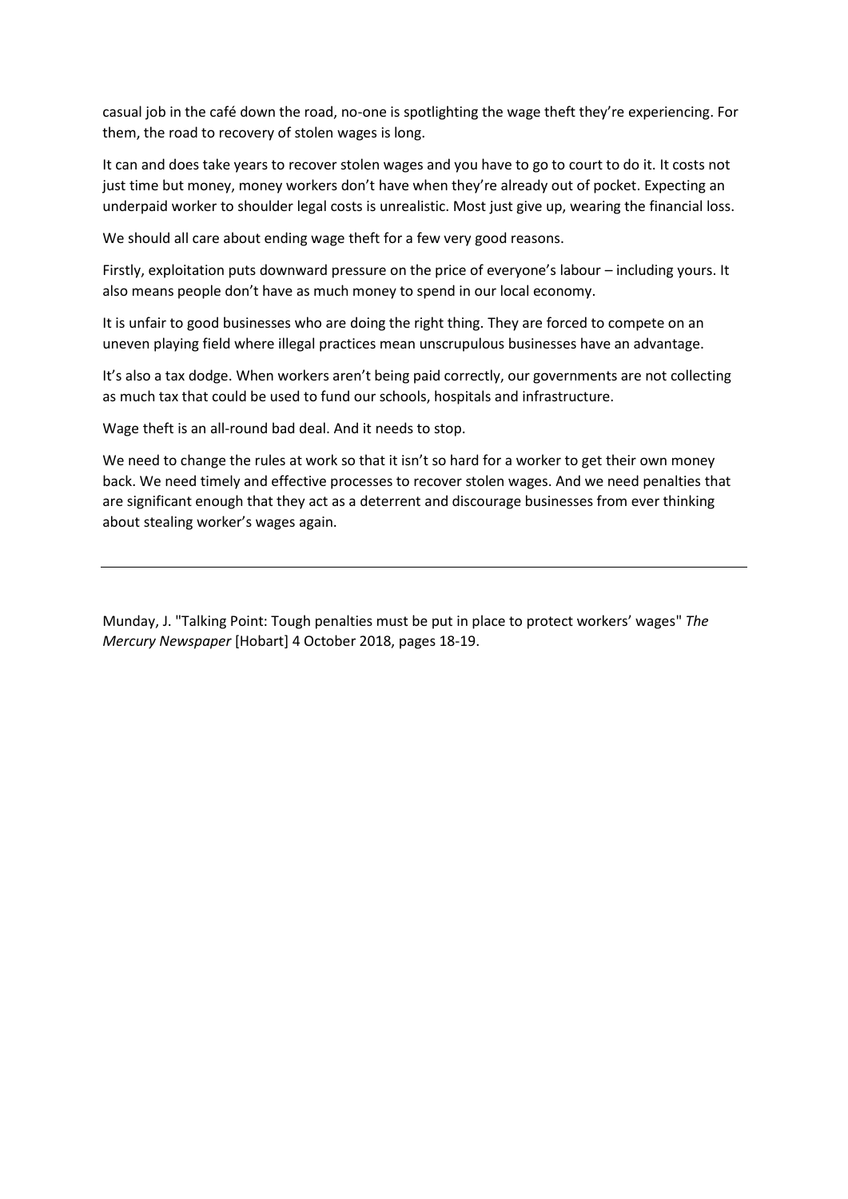casual job in the café down the road, no-one is spotlighting the wage theft they're experiencing. For them, the road to recovery of stolen wages is long.

It can and does take years to recover stolen wages and you have to go to court to do it. It costs not just time but money, money workers don't have when they're already out of pocket. Expecting an underpaid worker to shoulder legal costs is unrealistic. Most just give up, wearing the financial loss.

We should all care about ending wage theft for a few very good reasons.

Firstly, exploitation puts downward pressure on the price of everyone's labour – including yours. It also means people don't have as much money to spend in our local economy.

It is unfair to good businesses who are doing the right thing. They are forced to compete on an uneven playing field where illegal practices mean unscrupulous businesses have an advantage.

It's also a tax dodge. When workers aren't being paid correctly, our governments are not collecting as much tax that could be used to fund our schools, hospitals and infrastructure.

Wage theft is an all-round bad deal. And it needs to stop.

We need to change the rules at work so that it isn't so hard for a worker to get their own money back. We need timely and effective processes to recover stolen wages. And we need penalties that are significant enough that they act as a deterrent and discourage businesses from ever thinking about stealing worker's wages again.

---

Munday, J. "Talking Point: Tough penalties must be put in place to protect workers' wages" *The Mercury Newspaper* [Hobart] 4 October 2018, pages 18-19.